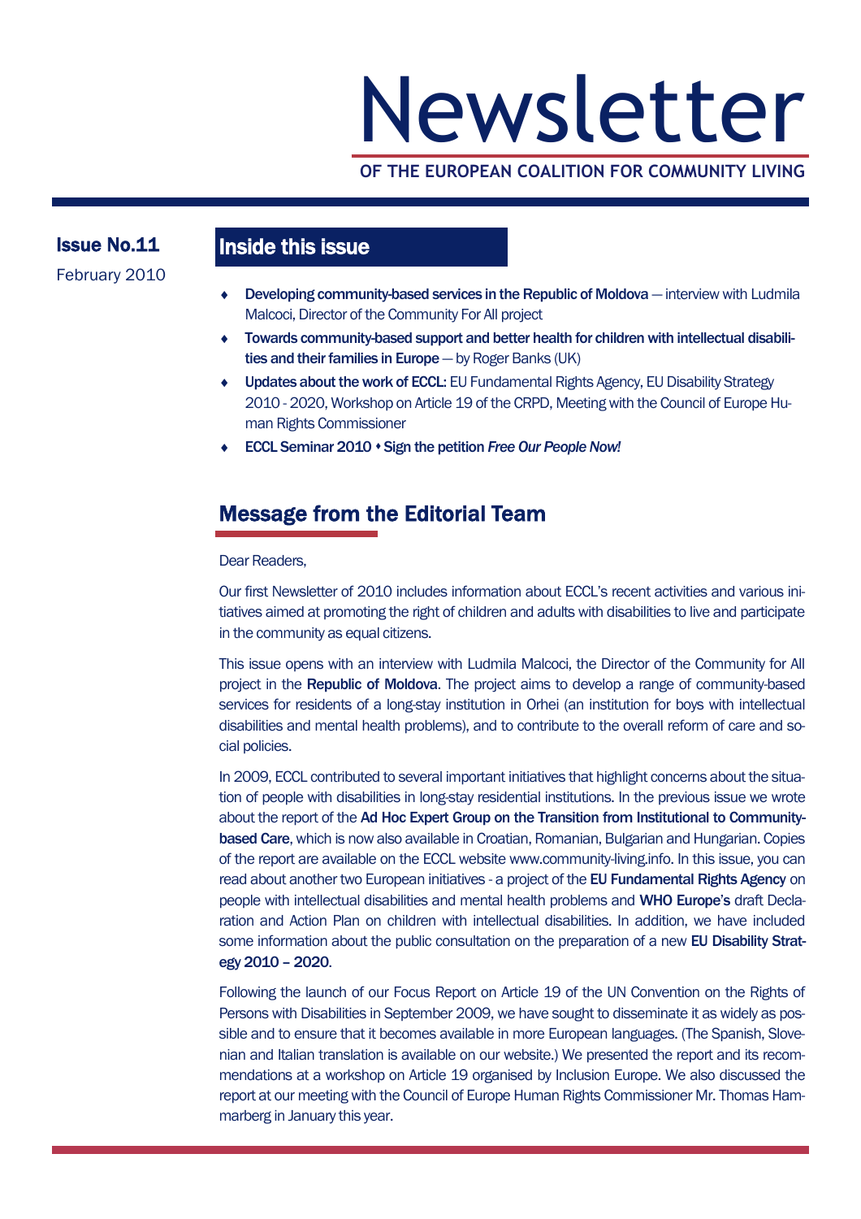# Newsletter

**OF THE EUROPEAN COALITION FOR COMMUNITY LIVING**

**Issue No.11**

February 2010

## Inside this issue

- **Developing community-based services in the Republic of Moldova** — interview with Ludmila Malcoci, Director of the Community For All project
- **Towards community-based support and better health for children with intellectual disabilities and their families in Europe** — by Roger Banks (UK)
- **Updates about the work of ECCL:** EU Fundamental Rights Agency, EU Disability Strategy 2010 - 2020, Workshop on Article 19 of the CRPD, Meeting with the Council of Europe Human Rights Commissioner
- **ECCL Seminar 2010 ♦ Sign the petition *Free Our People Now!***

## Message from the Editorial Team

Dear Readers,

Our first Newsletter of 2010 includes information about ECCL's recent activities and various initiatives aimed at promoting the right of children and adults with disabilities to live and participate in the community as equal citizens.

This issue opens with an interview with Ludmila Malcoci, the Director of the Community for All project in the **Republic of Moldova**. The project aims to develop a range of community-based services for residents of a long-stay institution in Orhei (an institution for boys with intellectual disabilities and mental health problems), and to contribute to the overall reform of care and social policies.

In 2009, ECCL contributed to several important initiatives that highlight concerns about the situation of people with disabilities in long-stay residential institutions. In the previous issue we wrote about the report of the **Ad Hoc Expert Group on the Transition from Institutional to Community-based Care**, which is now also available in Croatian, Romanian, Bulgarian and Hungarian. Copies of the report are available on the ECCL website www.community-living.info. In this issue, you can read about another two European initiatives - a project of the **EU Fundamental Rights Agency** on people with intellectual disabilities and mental health problems and **WHO Europe's** draft Declaration and Action Plan on children with intellectual disabilities. In addition, we have included some information about the public consultation on the preparation of a new **EU Disability Strategy 2010 – 2020**.

Following the launch of our Focus Report on Article 19 of the UN Convention on the Rights of Persons with Disabilities in September 2009, we have sought to disseminate it as widely as possible and to ensure that it becomes available in more European languages. (The Spanish, Slovenian and Italian translation is available on our website.) We presented the report and its recommendations at a workshop on Article 19 organised by Inclusion Europe. We also discussed the report at our meeting with the Council of Europe Human Rights Commissioner Mr. Thomas Hammarberg in January this year.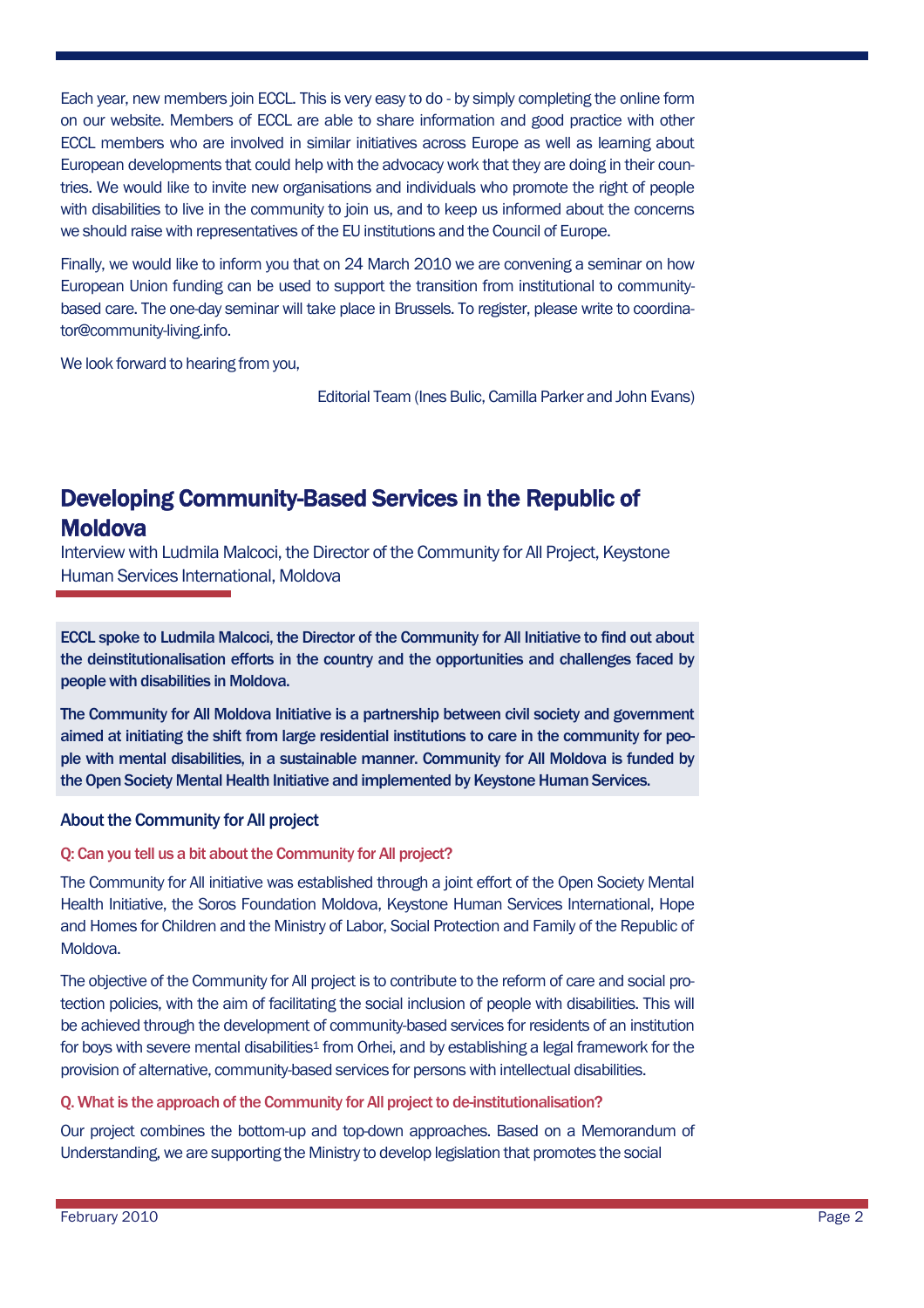Each year, new members join ECCL. This is very easy to do - by simply completing the online form on our website. Members of ECCL are able to share information and good practice with other ECCL members who are involved in similar initiatives across Europe as well as learning about European developments that could help with the advocacy work that they are doing in their countries. We would like to invite new organisations and individuals who promote the right of people with disabilities to live in the community to join us, and to keep us informed about the concerns we should raise with representatives of the EU institutions and the Council of Europe.

Finally, we would like to inform you that on 24 March 2010 we are convening a seminar on how European Union funding can be used to support the transition from institutional to community-based care. The one-day seminar will take place in Brussels. To register, please write to coordinator@community-living.info.

We look forward to hearing from you,

Editorial Team (Ines Bulic, Camilla Parker and John Evans)

## Developing Community-Based Services in the Republic of Moldova

Interview with Ludmila Malcoci, the Director of the Community for All Project, Keystone Human Services International, Moldova

**ECCL spoke to Ludmila Malcoci, the Director of the Community for All Initiative to find out about the deinstitutionalisation efforts in the country and the opportunities and challenges faced by people with disabilities in Moldova.**

**The Community for All Moldova Initiative is a partnership between civil society and government aimed at initiating the shift from large residential institutions to care in the community for people with mental disabilities, in a sustainable manner. Community for All Moldova is funded by the Open Society Mental Health Initiative and implemented by Keystone Human Services.**

### About the Community for All project

**Q: Can you tell us a bit about the Community for All project?**

The Community for All initiative was established through a joint effort of the Open Society Mental Health Initiative, the Soros Foundation Moldova, Keystone Human Services International, Hope and Homes for Children and the Ministry of Labor, Social Protection and Family of the Republic of Moldova.

The objective of the Community for All project is to contribute to the reform of care and social protection policies, with the aim of facilitating the social inclusion of people with disabilities. This will be achieved through the development of community-based services for residents of an institution for boys with severe mental disabilities[1] from Orhei, and by establishing a legal framework for the provision of alternative, community-based services for persons with intellectual disabilities.

**Q. What is the approach of the Community for All project to de-institutionalisation?**

Our project combines the bottom-up and top-down approaches. Based on a Memorandum of Understanding, we are supporting the Ministry to develop legislation that promotes the social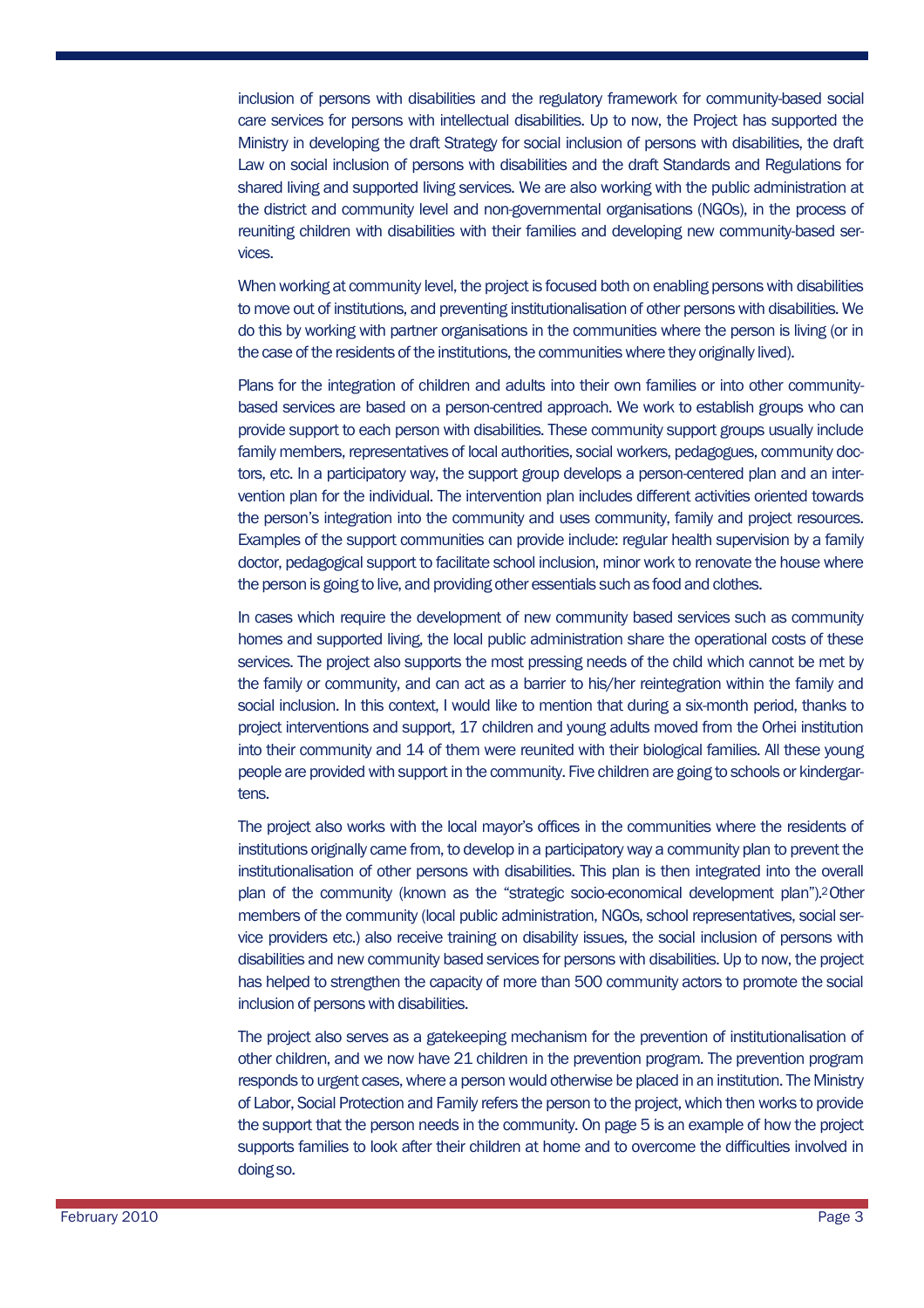inclusion of persons with disabilities and the regulatory framework for community-based social care services for persons with intellectual disabilities. Up to now, the Project has supported the Ministry in developing the draft Strategy for social inclusion of persons with disabilities, the draft Law on social inclusion of persons with disabilities and the draft Standards and Regulations for shared living and supported living services. We are also working with the public administration at the district and community level and non-governmental organisations (NGOs), in the process of reuniting children with disabilities with their families and developing new community-based services.

When working at community level, the project is focused both on enabling persons with disabilities to move out of institutions, and preventing institutionalisation of other persons with disabilities. We do this by working with partner organisations in the communities where the person is living (or in the case of the residents of the institutions, the communities where they originally lived).

Plans for the integration of children and adults into their own families or into other community-based services are based on a person-centred approach. We work to establish groups who can provide support to each person with disabilities. These community support groups usually include family members, representatives of local authorities, social workers, pedagogues, community doctors, etc. In a participatory way, the support group develops a person-centered plan and an intervention plan for the individual. The intervention plan includes different activities oriented towards the person's integration into the community and uses community, family and project resources. Examples of the support communities can provide include: regular health supervision by a family doctor, pedagogical support to facilitate school inclusion, minor work to renovate the house where the person is going to live, and providing other essentials such as food and clothes.

In cases which require the development of new community based services such as community homes and supported living, the local public administration share the operational costs of these services. The project also supports the most pressing needs of the child which cannot be met by the family or community, and can act as a barrier to his/her reintegration within the family and social inclusion. In this context, I would like to mention that during a six-month period, thanks to project interventions and support, 17 children and young adults moved from the Orhei institution into their community and 14 of them were reunited with their biological families. All these young people are provided with support in the community. Five children are going to schools or kindergartens.

The project also works with the local mayor's offices in the communities where the residents of institutions originally came from, to develop in a participatory way a community plan to prevent the institutionalisation of other persons with disabilities. This plan is then integrated into the overall plan of the community (known as the "strategic socio-economical development plan").[2] Other members of the community (local public administration, NGOs, school representatives, social service providers etc.) also receive training on disability issues, the social inclusion of persons with disabilities and new community based services for persons with disabilities. Up to now, the project has helped to strengthen the capacity of more than 500 community actors to promote the social inclusion of persons with disabilities.

The project also serves as a gatekeeping mechanism for the prevention of institutionalisation of other children, and we now have 21 children in the prevention program. The prevention program responds to urgent cases, where a person would otherwise be placed in an institution. The Ministry of Labor, Social Protection and Family refers the person to the project, which then works to provide the support that the person needs in the community. On page 5 is an example of how the project supports families to look after their children at home and to overcome the difficulties involved in doing so.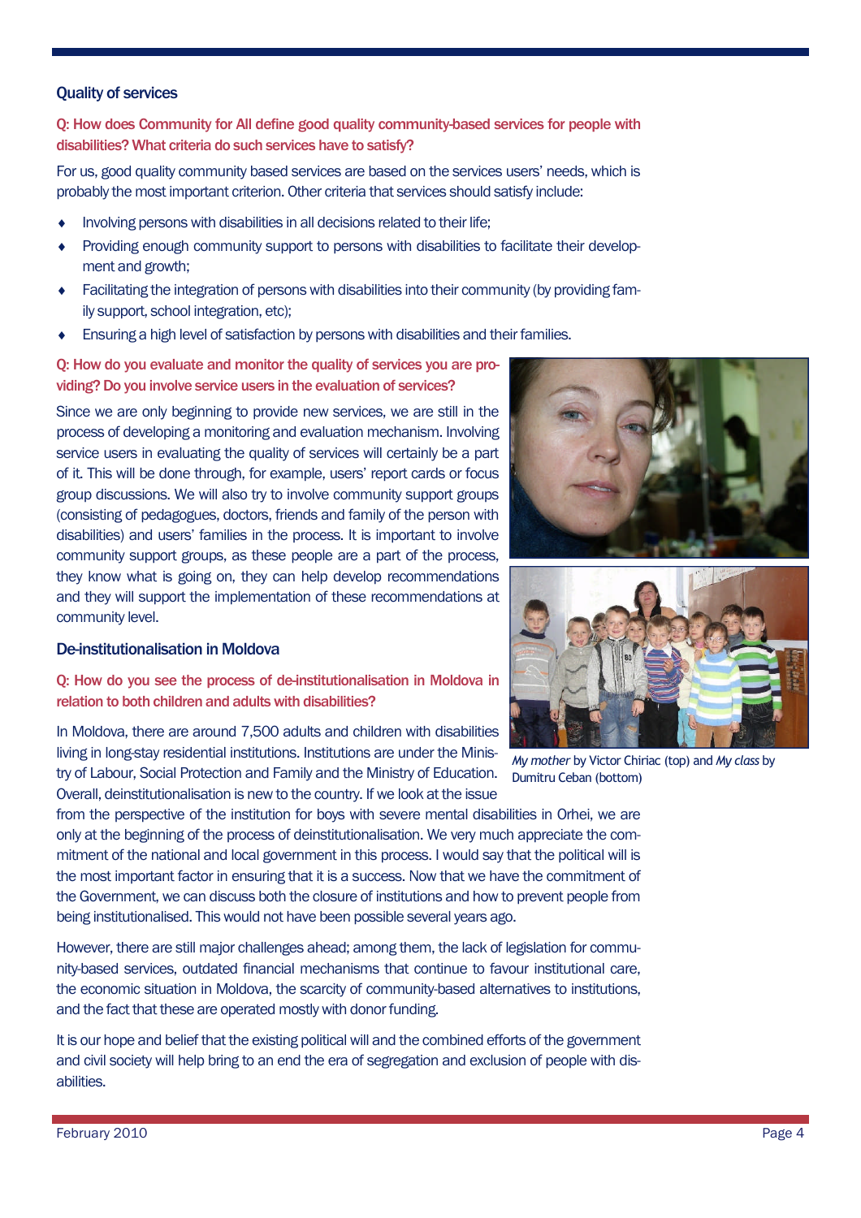## Quality of services

**Q: How does Community for All define good quality community-based services for people with disabilities? What criteria do such services have to satisfy?**

For us, good quality community based services are based on the services users' needs, which is probably the most important criterion. Other criteria that services should satisfy include:

- Involving persons with disabilities in all decisions related to their life;
- Providing enough community support to persons with disabilities to facilitate their development and growth;
- Facilitating the integration of persons with disabilities into their community (by providing family support, school integration, etc);
- Ensuring a high level of satisfaction by persons with disabilities and their families.

**Q: How do you evaluate and monitor the quality of services you are providing? Do you involve service users in the evaluation of services?**

Since we are only beginning to provide new services, we are still in the process of developing a monitoring and evaluation mechanism. Involving service users in evaluating the quality of services will certainly be a part of it. This will be done through, for example, users' report cards or focus group discussions. We will also try to involve community support groups (consisting of pedagogues, doctors, friends and family of the person with disabilities) and users' families in the process. It is important to involve community support groups, as these people are a part of the process, they know what is going on, they can help develop recommendations and they will support the implementation of these recommendations at community level.

*My mother* by Victor Chiriac (top) and *My class* by Dumitru Ceban (bottom)

## De-institutionalisation in Moldova

**Q: How do you see the process of de-institutionalisation in Moldova in relation to both children and adults with disabilities?**

In Moldova, there are around 7,500 adults and children with disabilities living in long-stay residential institutions. Institutions are under the Ministry of Labour, Social Protection and Family and the Ministry of Education. Overall, deinstitutionalisation is new to the country. If we look at the issue from the perspective of the institution for boys with severe mental disabilities in Orhei, we are only at the beginning of the process of deinstitutionalisation. We very much appreciate the commitment of the national and local government in this process. I would say that the political will is the most important factor in ensuring that it is a success. Now that we have the commitment of the Government, we can discuss both the closure of institutions and how to prevent people from being institutionalised. This would not have been possible several years ago.

However, there are still major challenges ahead; among them, the lack of legislation for community-based services, outdated financial mechanisms that continue to favour institutional care, the economic situation in Moldova, the scarcity of community-based alternatives to institutions, and the fact that these are operated mostly with donor funding.

It is our hope and belief that the existing political will and the combined efforts of the government and civil society will help bring to an end the era of segregation and exclusion of people with disabilities.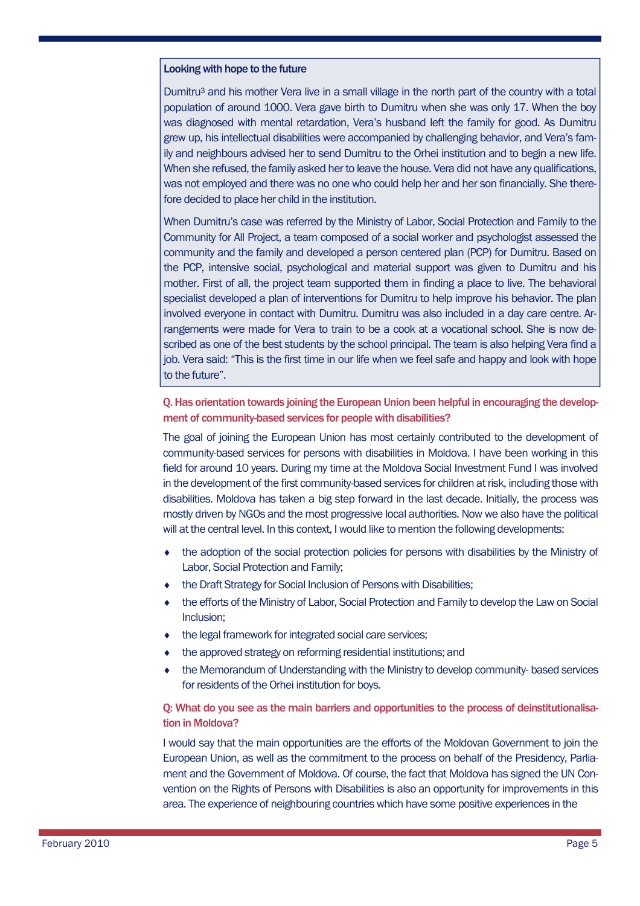**Looking with hope to the future**

Dumitru[3] and his mother Vera live in a small village in the north part of the country with a total population of around 1000. Vera gave birth to Dumitru when she was only 17. When the boy was diagnosed with mental retardation, Vera's husband left the family for good. As Dumitru grew up, his intellectual disabilities were accompanied by challenging behavior, and Vera's family and neighbours advised her to send Dumitru to the Orhei institution and to begin a new life. When she refused, the family asked her to leave the house. Vera did not have any qualifications, was not employed and there was no one who could help her and her son financially. She therefore decided to place her child in the institution.

When Dumitru's case was referred by the Ministry of Labor, Social Protection and Family to the Community for All Project, a team composed of a social worker and psychologist assessed the community and the family and developed a person centered plan (PCP) for Dumitru. Based on the PCP, intensive social, psychological and material support was given to Dumitru and his mother. First of all, the project team supported them in finding a place to live. The behavioral specialist developed a plan of interventions for Dumitru to help improve his behavior. The plan involved everyone in contact with Dumitru. Dumitru was also included in a day care centre. Arrangements were made for Vera to train to be a cook at a vocational school. She is now described as one of the best students by the school principal. The team is also helping Vera find a job. Vera said: "This is the first time in our life when we feel safe and happy and look with hope to the future".

**Q. Has orientation towards joining the European Union been helpful in encouraging the development of community-based services for people with disabilities?**

The goal of joining the European Union has most certainly contributed to the development of community-based services for persons with disabilities in Moldova. I have been working in this field for around 10 years. During my time at the Moldova Social Investment Fund I was involved in the development of the first community-based services for children at risk, including those with disabilities. Moldova has taken a big step forward in the last decade. Initially, the process was mostly driven by NGOs and the most progressive local authorities. Now we also have the political will at the central level. In this context, I would like to mention the following developments:

- the adoption of the social protection policies for persons with disabilities by the Ministry of Labor, Social Protection and Family;
- the Draft Strategy for Social Inclusion of Persons with Disabilities;
- the efforts of the Ministry of Labor, Social Protection and Family to develop the Law on Social Inclusion;
- the legal framework for integrated social care services;
- the approved strategy on reforming residential institutions; and
- the Memorandum of Understanding with the Ministry to develop community- based services for residents of the Orhei institution for boys.

**Q: What do you see as the main barriers and opportunities to the process of deinstitutionalisation in Moldova?**

I would say that the main opportunities are the efforts of the Moldovan Government to join the European Union, as well as the commitment to the process on behalf of the Presidency, Parliament and the Government of Moldova. Of course, the fact that Moldova has signed the UN Convention on the Rights of Persons with Disabilities is also an opportunity for improvements in this area. The experience of neighbouring countries which have some positive experiences in the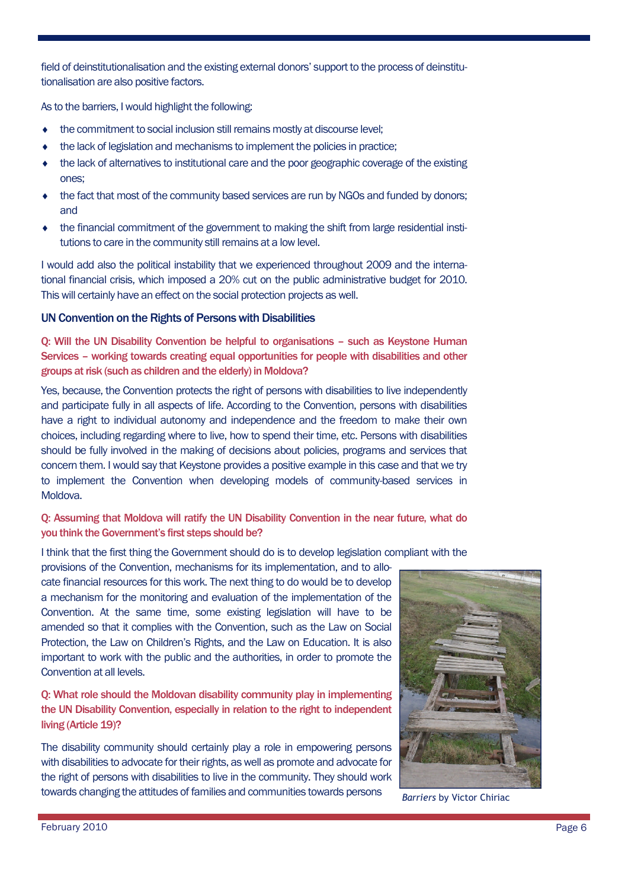field of deinstitutionalisation and the existing external donors' support to the process of deinstitutionalisation are also positive factors.

As to the barriers, I would highlight the following:

- the commitment to social inclusion still remains mostly at discourse level;
- the lack of legislation and mechanisms to implement the policies in practice;
- the lack of alternatives to institutional care and the poor geographic coverage of the existing ones;
- the fact that most of the community based services are run by NGOs and funded by donors; and
- the financial commitment of the government to making the shift from large residential institutions to care in the community still remains at a low level.

I would add also the political instability that we experienced throughout 2009 and the international financial crisis, which imposed a 20% cut on the public administrative budget for 2010. This will certainly have an effect on the social protection projects as well.

### UN Convention on the Rights of Persons with Disabilities

**Q: Will the UN Disability Convention be helpful to organisations – such as Keystone Human Services – working towards creating equal opportunities for people with disabilities and other groups at risk (such as children and the elderly) in Moldova?**

Yes, because, the Convention protects the right of persons with disabilities to live independently and participate fully in all aspects of life. According to the Convention, persons with disabilities have a right to individual autonomy and independence and the freedom to make their own choices, including regarding where to live, how to spend their time, etc. Persons with disabilities should be fully involved in the making of decisions about policies, programs and services that concern them. I would say that Keystone provides a positive example in this case and that we try to implement the Convention when developing models of community-based services in Moldova.

**Q: Assuming that Moldova will ratify the UN Disability Convention in the near future, what do you think the Government's first steps should be?**

I think that the first thing the Government should do is to develop legislation compliant with the provisions of the Convention, mechanisms for its implementation, and to allocate financial resources for this work. The next thing to do would be to develop a mechanism for the monitoring and evaluation of the implementation of the Convention. At the same time, some existing legislation will have to be amended so that it complies with the Convention, such as the Law on Social Protection, the Law on Children's Rights, and the Law on Education. It is also important to work with the public and the authorities, in order to promote the Convention at all levels.

**Q: What role should the Moldovan disability community play in implementing the UN Disability Convention, especially in relation to the right to independent living (Article 19)?**

The disability community should certainly play a role in empowering persons with disabilities to advocate for their rights, as well as promote and advocate for the right of persons with disabilities to live in the community. They should work towards changing the attitudes of families and communities towards persons

*Barriers* by Victor Chiriac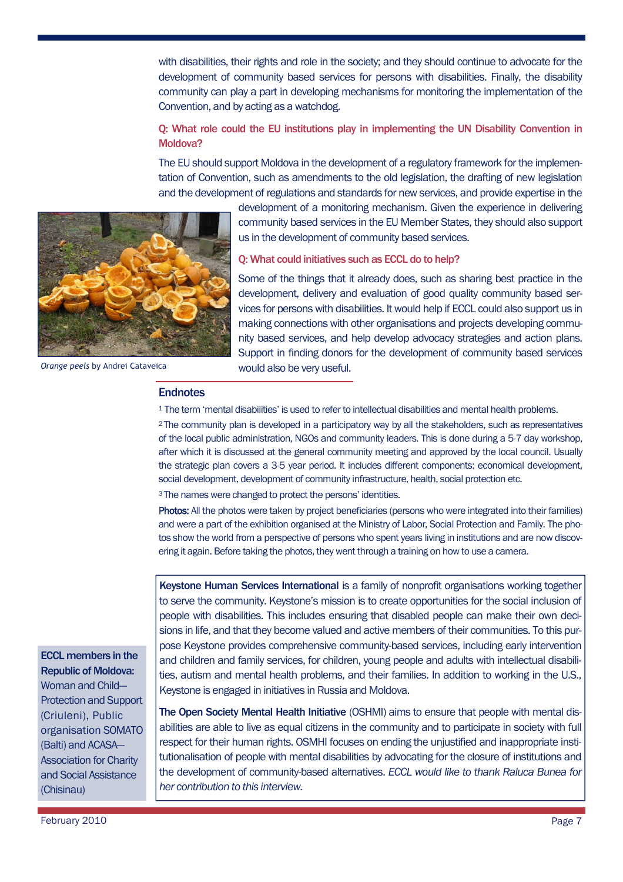with disabilities, their rights and role in the society; and they should continue to advocate for the development of community based services for persons with disabilities. Finally, the disability community can play a part in developing mechanisms for monitoring the implementation of the Convention, and by acting as a watchdog.

**Q: What role could the EU institutions play in implementing the UN Disability Convention in Moldova?**

The EU should support Moldova in the development of a regulatory framework for the implementation of Convention, such as amendments to the old legislation, the drafting of new legislation and the development of regulations and standards for new services, and provide expertise in the development of a monitoring mechanism. Given the experience in delivering community based services in the EU Member States, they should also support us in the development of community based services.

*Orange peels* by Andrei Cataveica

**Q: What could initiatives such as ECCL do to help?**

Some of the things that it already does, such as sharing best practice in the development, delivery and evaluation of good quality community based services for persons with disabilities. It would help if ECCL could also support us in making connections with other organisations and projects developing community based services, and help develop advocacy strategies and action plans. Support in finding donors for the development of community based services would also be very useful.

## Endnotes

[1] The term 'mental disabilities' is used to refer to intellectual disabilities and mental health problems.

[2] The community plan is developed in a participatory way by all the stakeholders, such as representatives of the local public administration, NGOs and community leaders. This is done during a 5-7 day workshop, after which it is discussed at the general community meeting and approved by the local council. Usually the strategic plan covers a 3-5 year period. It includes different components: economical development, social development, development of community infrastructure, health, social protection etc.

[3] The names were changed to protect the persons' identities.

**Photos:** All the photos were taken by project beneficiaries (persons who were integrated into their families) and were a part of the exhibition organised at the Ministry of Labor, Social Protection and Family. The photos show the world from a perspective of persons who spent years living in institutions and are now discovering it again. Before taking the photos, they went through a training on how to use a camera.

**Keystone Human Services International** is a family of nonprofit organisations working together to serve the community. Keystone's mission is to create opportunities for the social inclusion of people with disabilities. This includes ensuring that disabled people can make their own decisions in life, and that they become valued and active members of their communities. To this purpose Keystone provides comprehensive community-based services, including early intervention and children and family services, for children, young people and adults with intellectual disabilities, autism and mental health problems, and their families. In addition to working in the U.S., Keystone is engaged in initiatives in Russia and Moldova.

**The Open Society Mental Health Initiative** (OSHMI) aims to ensure that people with mental disabilities are able to live as equal citizens in the community and to participate in society with full respect for their human rights. OSMHI focuses on ending the unjustified and inappropriate institutionalisation of people with mental disabilities by advocating for the closure of institutions and the development of community-based alternatives. *ECCL would like to thank Raluca Bunea for her contribution to this interview.*

**ECCL members in the Republic of Moldova:** Woman and Child—Protection and Support (Criuleni), Public organisation SOMATO (Balti) and ACASA—Association for Charity and Social Assistance (Chisinau)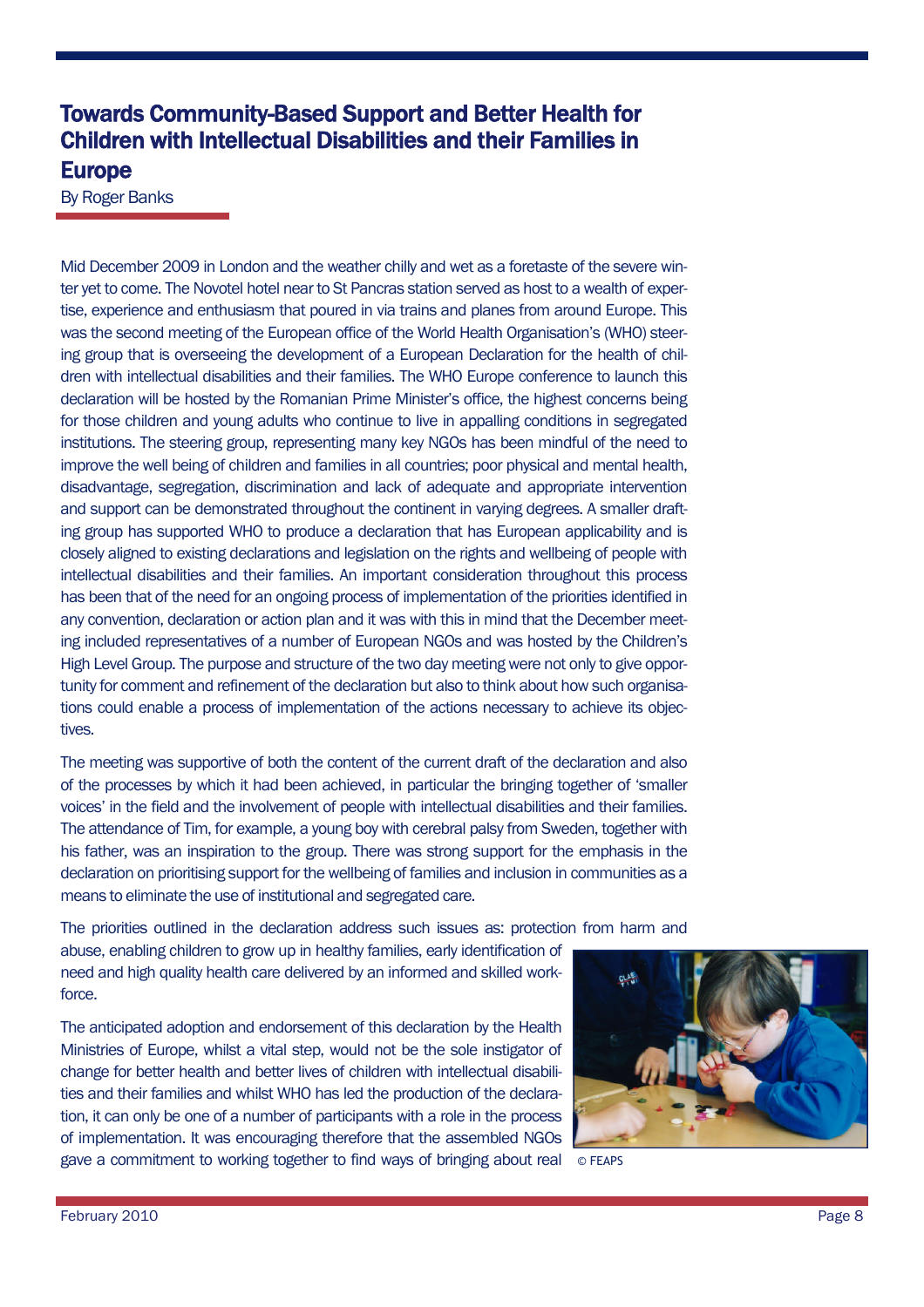# Towards Community-Based Support and Better Health for Children with Intellectual Disabilities and their Families in Europe

By Roger Banks

Mid December 2009 in London and the weather chilly and wet as a foretaste of the severe winter yet to come. The Novotel hotel near to St Pancras station served as host to a wealth of expertise, experience and enthusiasm that poured in via trains and planes from around Europe. This was the second meeting of the European office of the World Health Organisation's (WHO) steering group that is overseeing the development of a European Declaration for the health of children with intellectual disabilities and their families. The WHO Europe conference to launch this declaration will be hosted by the Romanian Prime Minister's office, the highest concerns being for those children and young adults who continue to live in appalling conditions in segregated institutions. The steering group, representing many key NGOs has been mindful of the need to improve the well being of children and families in all countries; poor physical and mental health, disadvantage, segregation, discrimination and lack of adequate and appropriate intervention and support can be demonstrated throughout the continent in varying degrees. A smaller drafting group has supported WHO to produce a declaration that has European applicability and is closely aligned to existing declarations and legislation on the rights and wellbeing of people with intellectual disabilities and their families. An important consideration throughout this process has been that of the need for an ongoing process of implementation of the priorities identified in any convention, declaration or action plan and it was with this in mind that the December meeting included representatives of a number of European NGOs and was hosted by the Children's High Level Group. The purpose and structure of the two day meeting were not only to give opportunity for comment and refinement of the declaration but also to think about how such organisations could enable a process of implementation of the actions necessary to achieve its objectives.

The meeting was supportive of both the content of the current draft of the declaration and also of the processes by which it had been achieved, in particular the bringing together of 'smaller voices' in the field and the involvement of people with intellectual disabilities and their families. The attendance of Tim, for example, a young boy with cerebral palsy from Sweden, together with his father, was an inspiration to the group. There was strong support for the emphasis in the declaration on prioritising support for the wellbeing of families and inclusion in communities as a means to eliminate the use of institutional and segregated care.

The priorities outlined in the declaration address such issues as: protection from harm and abuse, enabling children to grow up in healthy families, early identification of need and high quality health care delivered by an informed and skilled workforce.

The anticipated adoption and endorsement of this declaration by the Health Ministries of Europe, whilst a vital step, would not be the sole instigator of change for better health and better lives of children with intellectual disabilities and their families and whilst WHO has led the production of the declaration, it can only be one of a number of participants with a role in the process of implementation. It was encouraging therefore that the assembled NGOs gave a commitment to working together to find ways of bringing about real

© FEAPS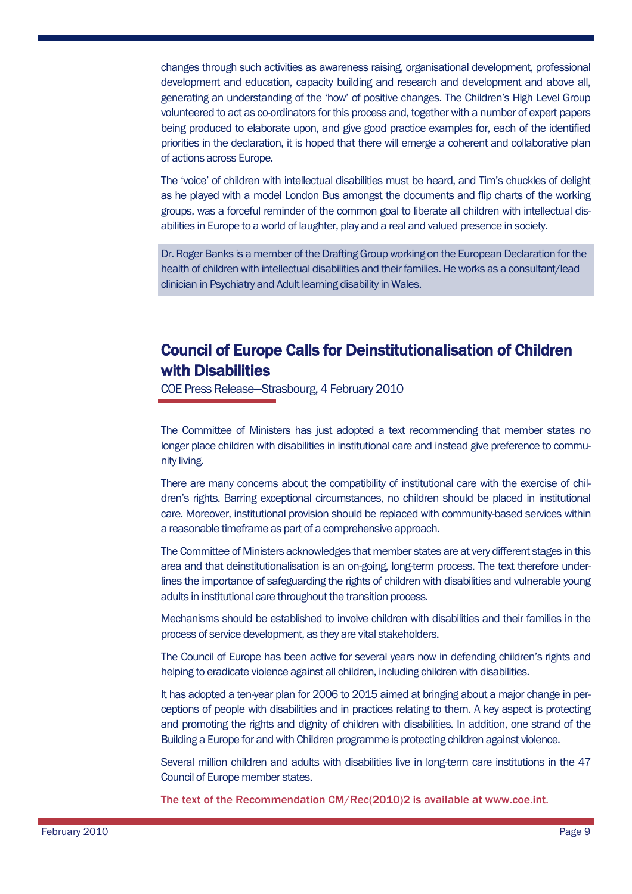changes through such activities as awareness raising, organisational development, professional development and education, capacity building and research and development and above all, generating an understanding of the 'how' of positive changes. The Children's High Level Group volunteered to act as co-ordinators for this process and, together with a number of expert papers being produced to elaborate upon, and give good practice examples for, each of the identified priorities in the declaration, it is hoped that there will emerge a coherent and collaborative plan of actions across Europe.

The 'voice' of children with intellectual disabilities must be heard, and Tim's chuckles of delight as he played with a model London Bus amongst the documents and flip charts of the working groups, was a forceful reminder of the common goal to liberate all children with intellectual disabilities in Europe to a world of laughter, play and a real and valued presence in society.

Dr. Roger Banks is a member of the Drafting Group working on the European Declaration for the health of children with intellectual disabilities and their families. He works as a consultant/lead clinician in Psychiatry and Adult learning disability in Wales.

## Council of Europe Calls for Deinstitutionalisation of Children with Disabilities

COE Press Release—Strasbourg, 4 February 2010

The Committee of Ministers has just adopted a text recommending that member states no longer place children with disabilities in institutional care and instead give preference to community living.

There are many concerns about the compatibility of institutional care with the exercise of children's rights. Barring exceptional circumstances, no children should be placed in institutional care. Moreover, institutional provision should be replaced with community-based services within a reasonable timeframe as part of a comprehensive approach.

The Committee of Ministers acknowledges that member states are at very different stages in this area and that deinstitutionalisation is an on-going, long-term process. The text therefore underlines the importance of safeguarding the rights of children with disabilities and vulnerable young adults in institutional care throughout the transition process.

Mechanisms should be established to involve children with disabilities and their families in the process of service development, as they are vital stakeholders.

The Council of Europe has been active for several years now in defending children's rights and helping to eradicate violence against all children, including children with disabilities.

It has adopted a ten-year plan for 2006 to 2015 aimed at bringing about a major change in perceptions of people with disabilities and in practices relating to them. A key aspect is protecting and promoting the rights and dignity of children with disabilities. In addition, one strand of the Building a Europe for and with Children programme is protecting children against violence.

Several million children and adults with disabilities live in long-term care institutions in the 47 Council of Europe member states.

**The text of the Recommendation CM/Rec(2010)2 is available at www.coe.int.**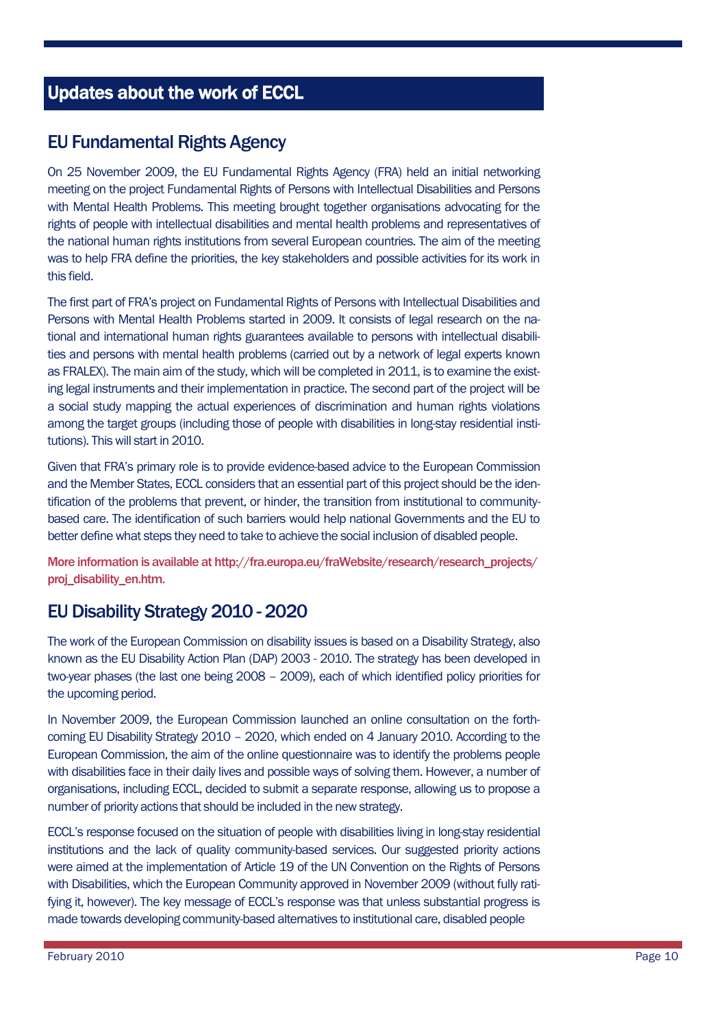# Updates about the work of ECCL

## EU Fundamental Rights Agency

On 25 November 2009, the EU Fundamental Rights Agency (FRA) held an initial networking meeting on the project Fundamental Rights of Persons with Intellectual Disabilities and Persons with Mental Health Problems. This meeting brought together organisations advocating for the rights of people with intellectual disabilities and mental health problems and representatives of the national human rights institutions from several European countries. The aim of the meeting was to help FRA define the priorities, the key stakeholders and possible activities for its work in this field.

The first part of FRA's project on Fundamental Rights of Persons with Intellectual Disabilities and Persons with Mental Health Problems started in 2009. It consists of legal research on the national and international human rights guarantees available to persons with intellectual disabilities and persons with mental health problems (carried out by a network of legal experts known as FRALEX). The main aim of the study, which will be completed in 2011, is to examine the existing legal instruments and their implementation in practice. The second part of the project will be a social study mapping the actual experiences of discrimination and human rights violations among the target groups (including those of people with disabilities in long-stay residential institutions). This will start in 2010.

Given that FRA's primary role is to provide evidence-based advice to the European Commission and the Member States, ECCL considers that an essential part of this project should be the identification of the problems that prevent, or hinder, the transition from institutional to community-based care. The identification of such barriers would help national Governments and the EU to better define what steps they need to take to achieve the social inclusion of disabled people.

**More information is available at http://fra.europa.eu/fraWebsite/research/research_projects/proj_disability_en.htm.**

## EU Disability Strategy 2010 - 2020

The work of the European Commission on disability issues is based on a Disability Strategy, also known as the EU Disability Action Plan (DAP) 2003 - 2010. The strategy has been developed in two-year phases (the last one being 2008 – 2009), each of which identified policy priorities for the upcoming period.

In November 2009, the European Commission launched an online consultation on the forthcoming EU Disability Strategy 2010 – 2020, which ended on 4 January 2010. According to the European Commission, the aim of the online questionnaire was to identify the problems people with disabilities face in their daily lives and possible ways of solving them. However, a number of organisations, including ECCL, decided to submit a separate response, allowing us to propose a number of priority actions that should be included in the new strategy.

ECCL's response focused on the situation of people with disabilities living in long-stay residential institutions and the lack of quality community-based services. Our suggested priority actions were aimed at the implementation of Article 19 of the UN Convention on the Rights of Persons with Disabilities, which the European Community approved in November 2009 (without fully ratifying it, however). The key message of ECCL's response was that unless substantial progress is made towards developing community-based alternatives to institutional care, disabled people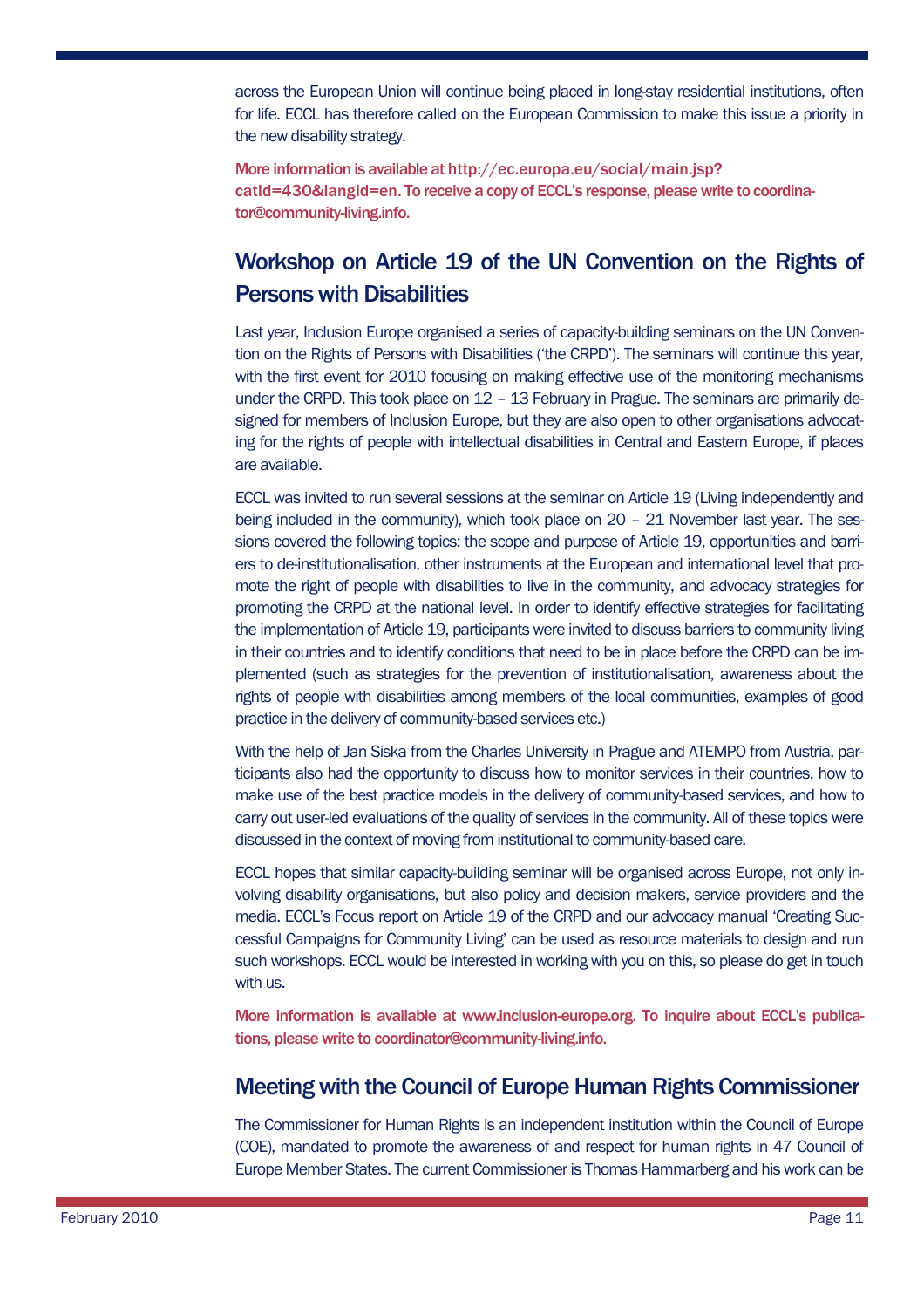across the European Union will continue being placed in long-stay residential institutions, often for life. ECCL has therefore called on the European Commission to make this issue a priority in the new disability strategy.

**More information is available at http://ec.europa.eu/social/main.jsp?catId=430&langId=en. To receive a copy of ECCL's response, please write to coordinator@community-living.info.**

## Workshop on Article 19 of the UN Convention on the Rights of Persons with Disabilities

Last year, Inclusion Europe organised a series of capacity-building seminars on the UN Convention on the Rights of Persons with Disabilities ('the CRPD'). The seminars will continue this year, with the first event for 2010 focusing on making effective use of the monitoring mechanisms under the CRPD. This took place on 12 – 13 February in Prague. The seminars are primarily designed for members of Inclusion Europe, but they are also open to other organisations advocating for the rights of people with intellectual disabilities in Central and Eastern Europe, if places are available.

ECCL was invited to run several sessions at the seminar on Article 19 (Living independently and being included in the community), which took place on 20 – 21 November last year. The sessions covered the following topics: the scope and purpose of Article 19, opportunities and barriers to de-institutionalisation, other instruments at the European and international level that promote the right of people with disabilities to live in the community, and advocacy strategies for promoting the CRPD at the national level. In order to identify effective strategies for facilitating the implementation of Article 19, participants were invited to discuss barriers to community living in their countries and to identify conditions that need to be in place before the CRPD can be implemented (such as strategies for the prevention of institutionalisation, awareness about the rights of people with disabilities among members of the local communities, examples of good practice in the delivery of community-based services etc.)

With the help of Jan Siska from the Charles University in Prague and ATEMPO from Austria, participants also had the opportunity to discuss how to monitor services in their countries, how to make use of the best practice models in the delivery of community-based services, and how to carry out user-led evaluations of the quality of services in the community. All of these topics were discussed in the context of moving from institutional to community-based care.

ECCL hopes that similar capacity-building seminar will be organised across Europe, not only involving disability organisations, but also policy and decision makers, service providers and the media. ECCL's Focus report on Article 19 of the CRPD and our advocacy manual 'Creating Successful Campaigns for Community Living' can be used as resource materials to design and run such workshops. ECCL would be interested in working with you on this, so please do get in touch with us.

**More information is available at www.inclusion-europe.org. To inquire about ECCL's publications, please write to coordinator@community-living.info.**

## Meeting with the Council of Europe Human Rights Commissioner

The Commissioner for Human Rights is an independent institution within the Council of Europe (COE), mandated to promote the awareness of and respect for human rights in 47 Council of Europe Member States. The current Commissioner is Thomas Hammarberg and his work can be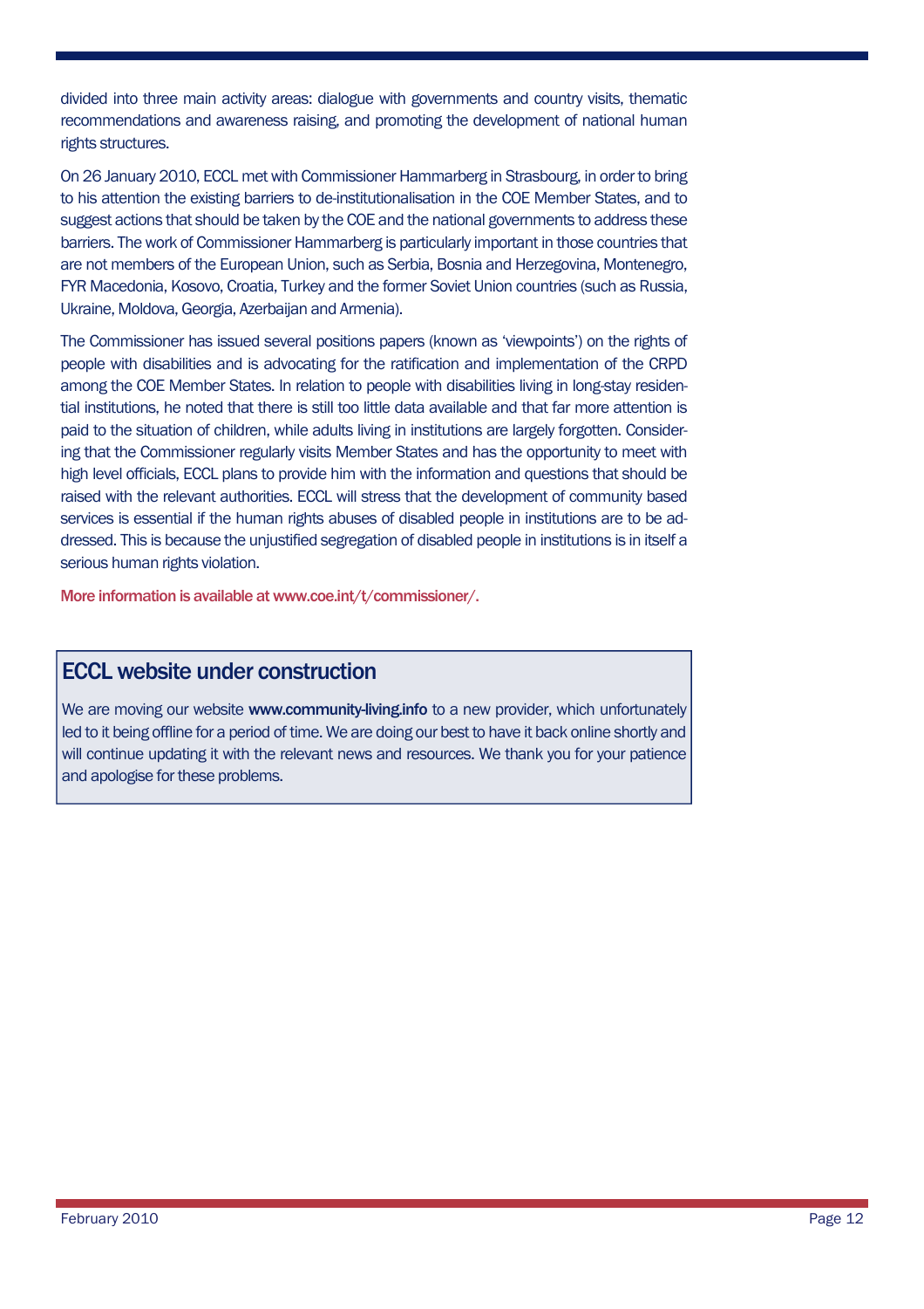divided into three main activity areas: dialogue with governments and country visits, thematic recommendations and awareness raising, and promoting the development of national human rights structures.

On 26 January 2010, ECCL met with Commissioner Hammarberg in Strasbourg, in order to bring to his attention the existing barriers to de-institutionalisation in the COE Member States, and to suggest actions that should be taken by the COE and the national governments to address these barriers. The work of Commissioner Hammarberg is particularly important in those countries that are not members of the European Union, such as Serbia, Bosnia and Herzegovina, Montenegro, FYR Macedonia, Kosovo, Croatia, Turkey and the former Soviet Union countries (such as Russia, Ukraine, Moldova, Georgia, Azerbaijan and Armenia).

The Commissioner has issued several positions papers (known as 'viewpoints') on the rights of people with disabilities and is advocating for the ratification and implementation of the CRPD among the COE Member States. In relation to people with disabilities living in long-stay residential institutions, he noted that there is still too little data available and that far more attention is paid to the situation of children, while adults living in institutions are largely forgotten. Considering that the Commissioner regularly visits Member States and has the opportunity to meet with high level officials, ECCL plans to provide him with the information and questions that should be raised with the relevant authorities. ECCL will stress that the development of community based services is essential if the human rights abuses of disabled people in institutions are to be addressed. This is because the unjustified segregation of disabled people in institutions is in itself a serious human rights violation.

More information is available at www.coe.int/t/commissioner/.

## ECCL website under construction

We are moving our website **www.community-living.info** to a new provider, which unfortunately led to it being offline for a period of time. We are doing our best to have it back online shortly and will continue updating it with the relevant news and resources. We thank you for your patience and apologise for these problems.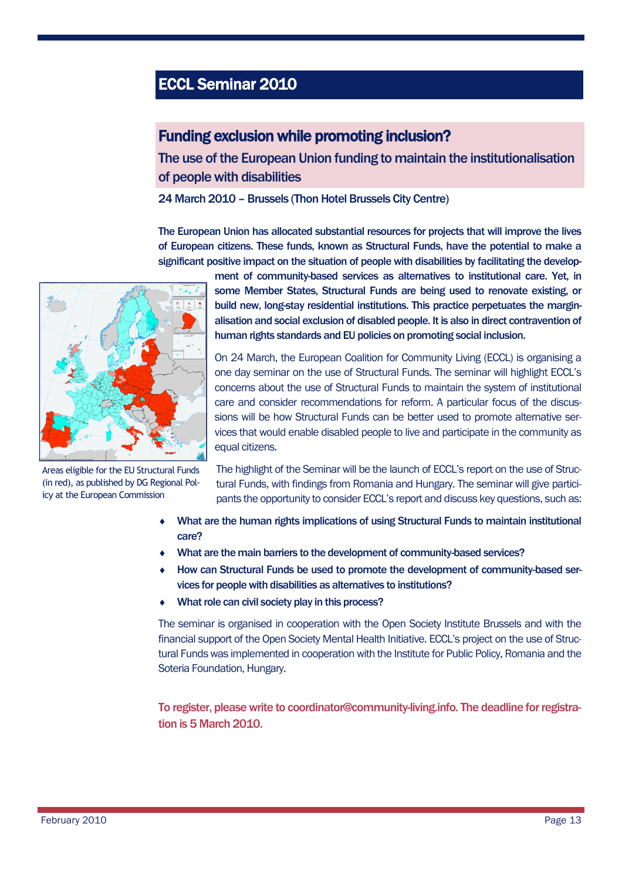## ECCL Seminar 2010

### Funding exclusion while promoting inclusion?

**The use of the European Union funding to maintain the institutionalisation of people with disabilities**

24 March 2010 – Brussels (Thon Hotel Brussels City Centre)

**The European Union has allocated substantial resources for projects that will improve the lives of European citizens. These funds, known as Structural Funds, have the potential to make a significant positive impact on the situation of people with disabilities by facilitating the development of community-based services as alternatives to institutional care. Yet, in some Member States, Structural Funds are being used to renovate existing, or build new, long-stay residential institutions. This practice perpetuates the marginalisation and social exclusion of disabled people. It is also in direct contravention of human rights standards and EU policies on promoting social inclusion.**

Areas eligible for the EU Structural Funds (in red), as published by DG Regional Policy at the European Commission

On 24 March, the European Coalition for Community Living (ECCL) is organising a one day seminar on the use of Structural Funds. The seminar will highlight ECCL's concerns about the use of Structural Funds to maintain the system of institutional care and consider recommendations for reform. A particular focus of the discussions will be how Structural Funds can be better used to promote alternative services that would enable disabled people to live and participate in the community as equal citizens.

The highlight of the Seminar will be the launch of ECCL's report on the use of Structural Funds, with findings from Romania and Hungary. The seminar will give participants the opportunity to consider ECCL's report and discuss key questions, such as:

- **What are the human rights implications of using Structural Funds to maintain institutional care?**
- **What are the main barriers to the development of community-based services?**
- **How can Structural Funds be used to promote the development of community-based services for people with disabilities as alternatives to institutions?**
- **What role can civil society play in this process?**

The seminar is organised in cooperation with the Open Society Institute Brussels and with the financial support of the Open Society Mental Health Initiative. ECCL's project on the use of Structural Funds was implemented in cooperation with the Institute for Public Policy, Romania and the Soteria Foundation, Hungary.

To register, please write to coordinator@community-living.info. The deadline for registration is 5 March 2010.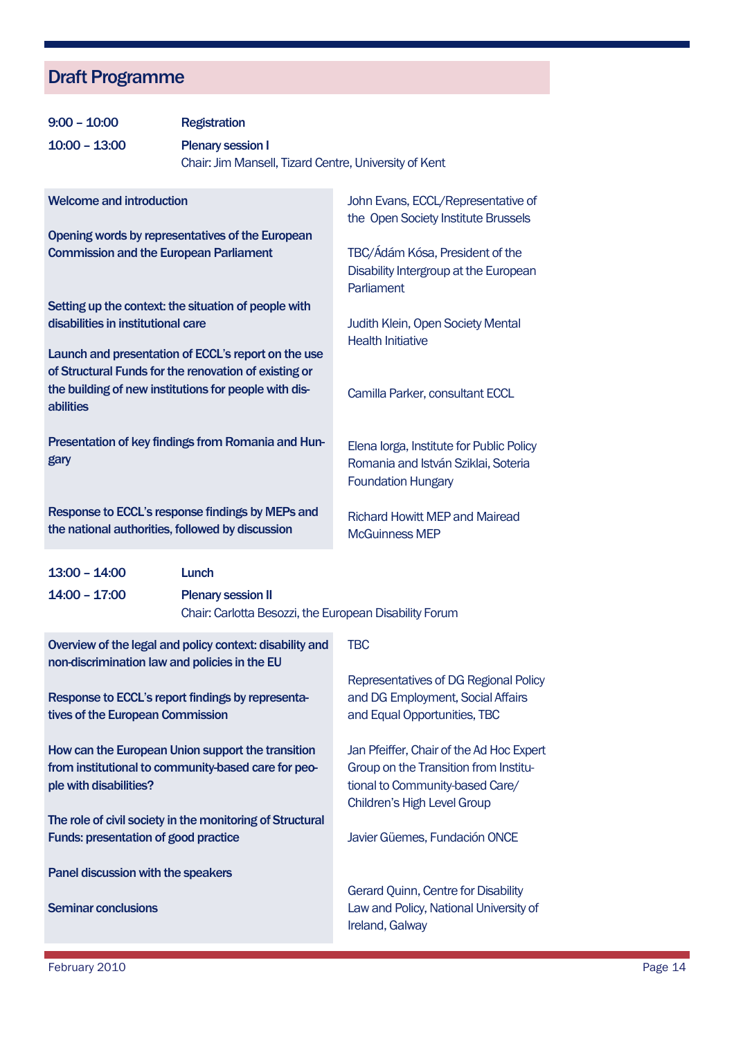## Draft Programme

| | |
|---|---|
| 9:00 – 10:00 | **Registration** |
| 10:00 – 13:00 | **Plenary session I**<br>Chair: Jim Mansell, Tizard Centre, University of Kent |

| | |
|---|---|
| **Welcome and introduction** | John Evans, ECCL/Representative of the Open Society Institute Brussels |
| **Opening words by representatives of the European Commission and the European Parliament** | TBC/Ádám Kósa, President of the Disability Intergroup at the European Parliament |
| **Setting up the context: the situation of people with disabilities in institutional care** | Judith Klein, Open Society Mental Health Initiative |
| **Launch and presentation of ECCL's report on the use of Structural Funds for the renovation of existing or the building of new institutions for people with disabilities** | Camilla Parker, consultant ECCL |
| **Presentation of key findings from Romania and Hungary** | Elena Iorga, Institute for Public Policy Romania and István Sziklai, Soteria Foundation Hungary |
| **Response to ECCL's response findings by MEPs and the national authorities, followed by discussion** | Richard Howitt MEP and Mairead McGuinness MEP |

| | |
|---|---|
| 13:00 – 14:00 | **Lunch** |
| 14:00 – 17:00 | **Plenary session II**<br>Chair: Carlotta Besozzi, the European Disability Forum |

| | |
|---|---|
| **Overview of the legal and policy context: disability and non-discrimination law and policies in the EU** | TBC |
| **Response to ECCL's report findings by representatives of the European Commission** | Representatives of DG Regional Policy and DG Employment, Social Affairs and Equal Opportunities, TBC |
| **How can the European Union support the transition from institutional to community-based care for people with disabilities?** | Jan Pfeiffer, Chair of the Ad Hoc Expert Group on the Transition from Institutional to Community-based Care/ Children's High Level Group |
| **The role of civil society in the monitoring of Structural Funds: presentation of good practice** | Javier Güemes, Fundación ONCE |
| **Panel discussion with the speakers** | |
| **Seminar conclusions** | Gerard Quinn, Centre for Disability Law and Policy, National University of Ireland, Galway |

February 2010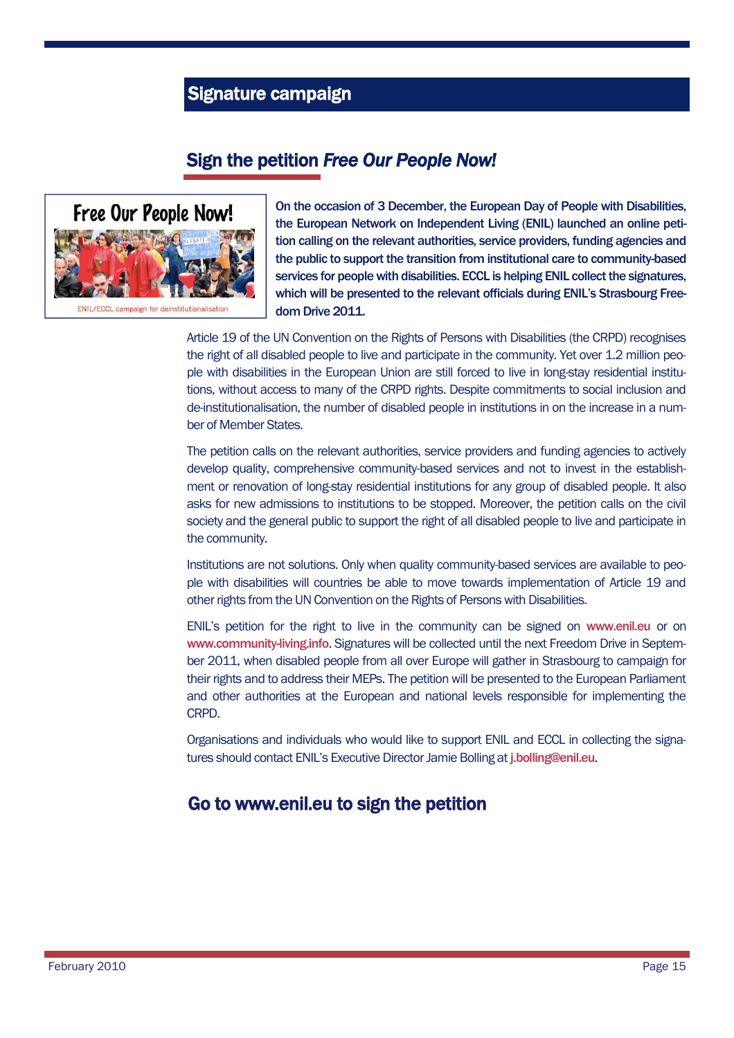## Signature campaign

### Sign the petition *Free Our People Now!*

Free Our People Now!

ENIL/ECCL campaign for deinstitutionalisation

**On the occasion of 3 December, the European Day of People with Disabilities, the European Network on Independent Living (ENIL) launched an online petition calling on the relevant authorities, service providers, funding agencies and the public to support the transition from institutional care to community-based services for people with disabilities. ECCL is helping ENIL collect the signatures, which will be presented to the relevant officials during ENIL's Strasbourg Freedom Drive 2011.**

Article 19 of the UN Convention on the Rights of Persons with Disabilities (the CRPD) recognises the right of all disabled people to live and participate in the community. Yet over 1.2 million people with disabilities in the European Union are still forced to live in long-stay residential institutions, without access to many of the CRPD rights. Despite commitments to social inclusion and de-institutionalisation, the number of disabled people in institutions in on the increase in a number of Member States.

The petition calls on the relevant authorities, service providers and funding agencies to actively develop quality, comprehensive community-based services and not to invest in the establishment or renovation of long-stay residential institutions for any group of disabled people. It also asks for new admissions to institutions to be stopped. Moreover, the petition calls on the civil society and the general public to support the right of all disabled people to live and participate in the community.

Institutions are not solutions. Only when quality community-based services are available to people with disabilities will countries be able to move towards implementation of Article 19 and other rights from the UN Convention on the Rights of Persons with Disabilities.

ENIL's petition for the right to live in the community can be signed on www.enil.eu or on www.community-living.info. Signatures will be collected until the next Freedom Drive in September 2011, when disabled people from all over Europe will gather in Strasbourg to campaign for their rights and to address their MEPs. The petition will be presented to the European Parliament and other authorities at the European and national levels responsible for implementing the CRPD.

Organisations and individuals who would like to support ENIL and ECCL in collecting the signatures should contact ENIL's Executive Director Jamie Bolling at j.bolling@enil.eu.

### Go to www.enil.eu to sign the petition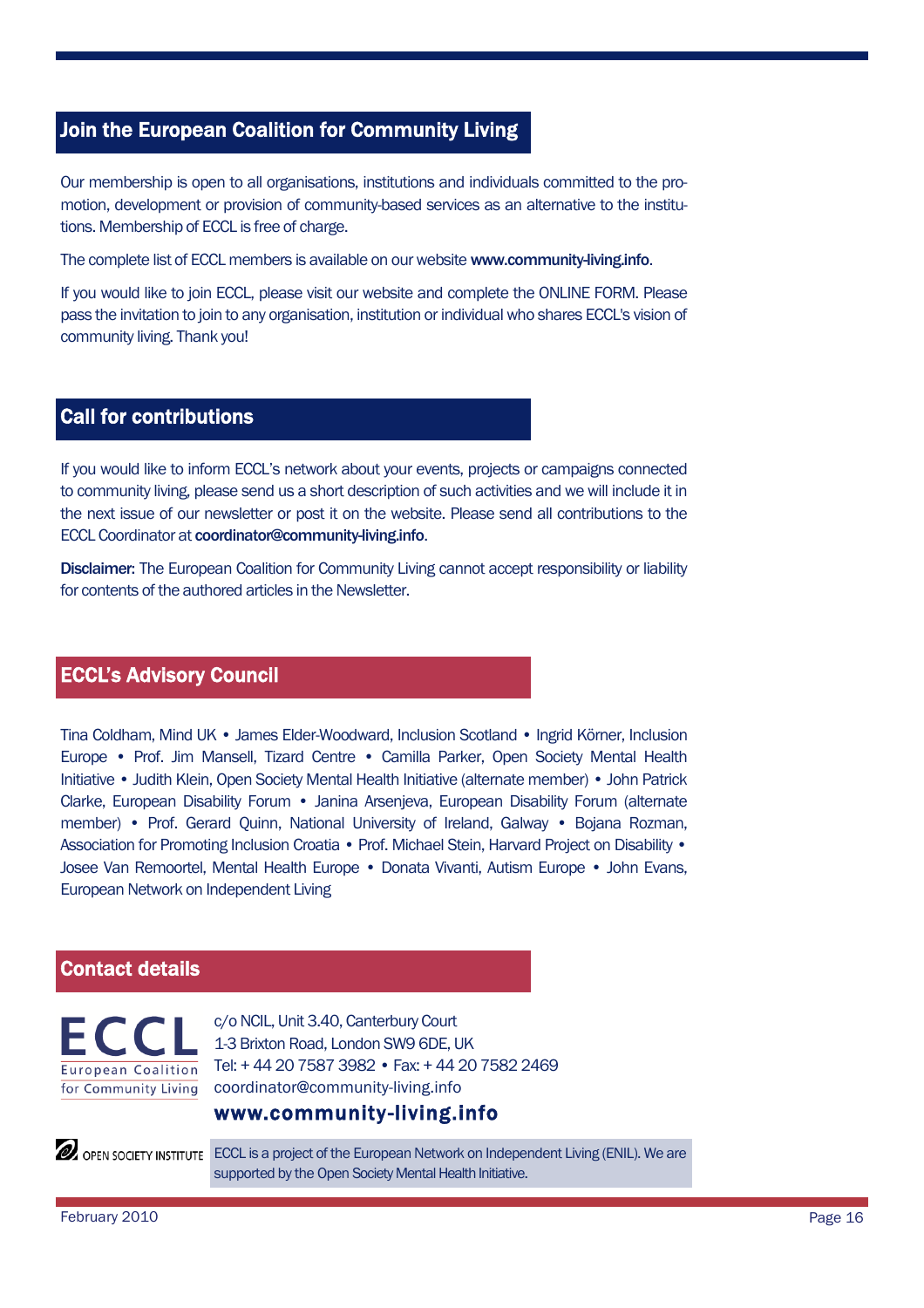## Join the European Coalition for Community Living

Our membership is open to all organisations, institutions and individuals committed to the promotion, development or provision of community-based services as an alternative to the institutions. Membership of ECCL is free of charge.

The complete list of ECCL members is available on our website **www.community-living.info**.

If you would like to join ECCL, please visit our website and complete the ONLINE FORM. Please pass the invitation to join to any organisation, institution or individual who shares ECCL's vision of community living. Thank you!

## Call for contributions

If you would like to inform ECCL's network about your events, projects or campaigns connected to community living, please send us a short description of such activities and we will include it in the next issue of our newsletter or post it on the website. Please send all contributions to the ECCL Coordinator at **coordinator@community-living.info**.

**Disclaimer:** The European Coalition for Community Living cannot accept responsibility or liability for contents of the authored articles in the Newsletter.

## ECCL's Advisory Council

Tina Coldham, Mind UK • James Elder-Woodward, Inclusion Scotland • Ingrid Körner, Inclusion Europe • Prof. Jim Mansell, Tizard Centre • Camilla Parker, Open Society Mental Health Initiative • Judith Klein, Open Society Mental Health Initiative (alternate member) • John Patrick Clarke, European Disability Forum • Janina Arsenjeva, European Disability Forum (alternate member) • Prof. Gerard Quinn, National University of Ireland, Galway • Bojana Rozman, Association for Promoting Inclusion Croatia • Prof. Michael Stein, Harvard Project on Disability • Josee Van Remoortel, Mental Health Europe • Donata Vivanti, Autism Europe • John Evans, European Network on Independent Living

## Contact details

ECCL
European Coalition for Community Living

c/o NCIL, Unit 3.40, Canterbury Court
1-3 Brixton Road, London SW9 6DE, UK
Tel: + 44 20 7587 3982 • Fax: + 44 20 7582 2469
coordinator@community-living.info

**www.community-living.info**

OPEN SOCIETY INSTITUTE

ECCL is a project of the European Network on Independent Living (ENIL). We are supported by the Open Society Mental Health Initiative.

February 2010